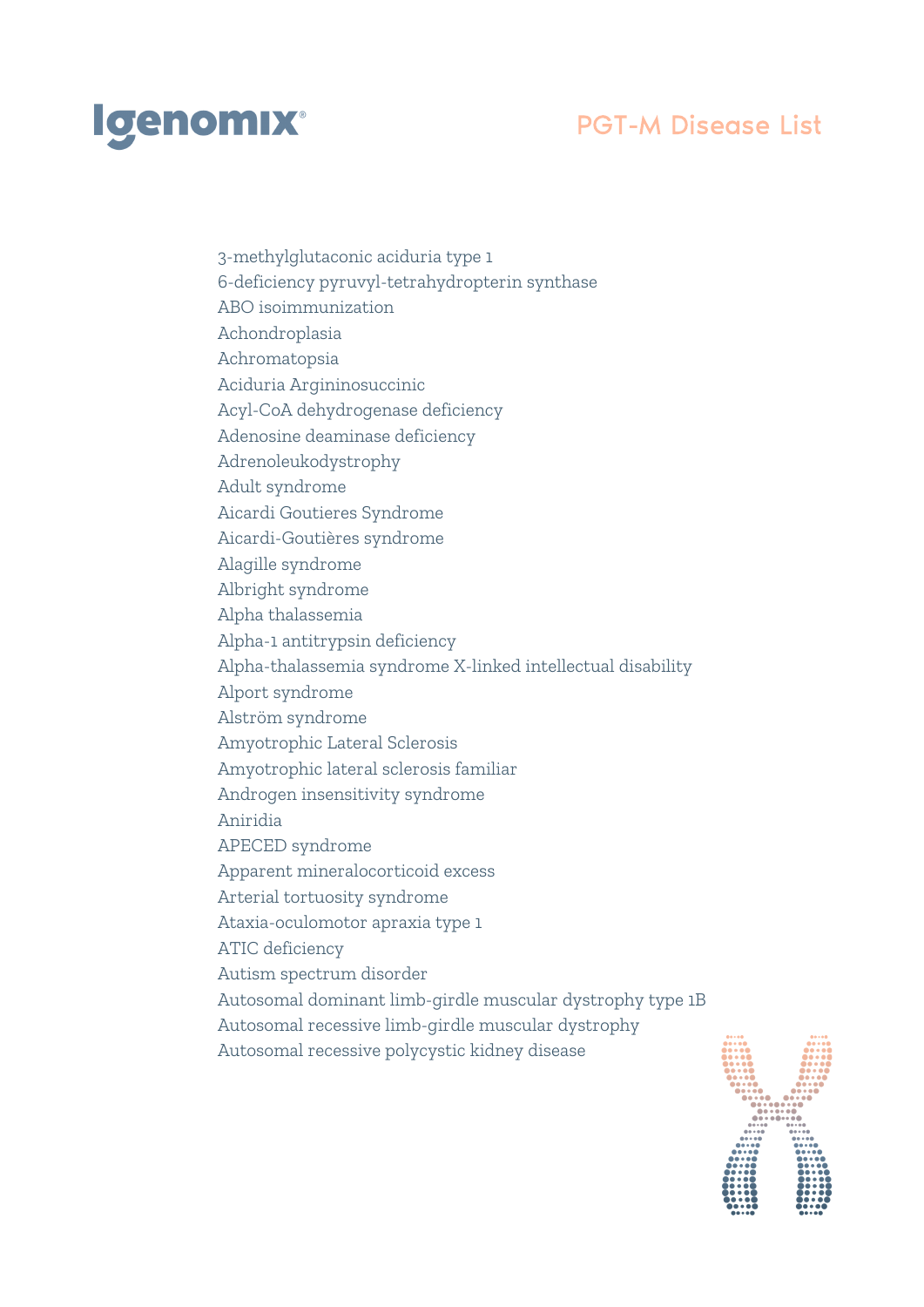# PGT-M Disease List

3-methylglutaconic aciduria type 1
6-deficiency pyruvyl-tetrahydropterin synthase
ABO isoimmunization
Achondroplasia
Achromatopsia
Aciduria Argininosuccinic
Acyl-CoA dehydrogenase deficiency
Adenosine deaminase deficiency
Adrenoleukodystrophy
Adult syndrome
Aicardi Goutieres Syndrome
Aicardi-Goutières syndrome
Alagille syndrome
Albright syndrome
Alpha thalassemia
Alpha-1 antitrypsin deficiency
Alpha-thalassemia syndrome X-linked intellectual disability
Alport syndrome
Alström syndrome
Amyotrophic Lateral Sclerosis
Amyotrophic lateral sclerosis familiar
Androgen insensitivity syndrome
Aniridia
APECED syndrome
Apparent mineralocorticoid excess
Arterial tortuosity syndrome
Ataxia-oculomotor apraxia type 1
ATIC deficiency
Autism spectrum disorder
Autosomal dominant limb-girdle muscular dystrophy type 1B
Autosomal recessive limb-girdle muscular dystrophy
Autosomal recessive polycystic kidney disease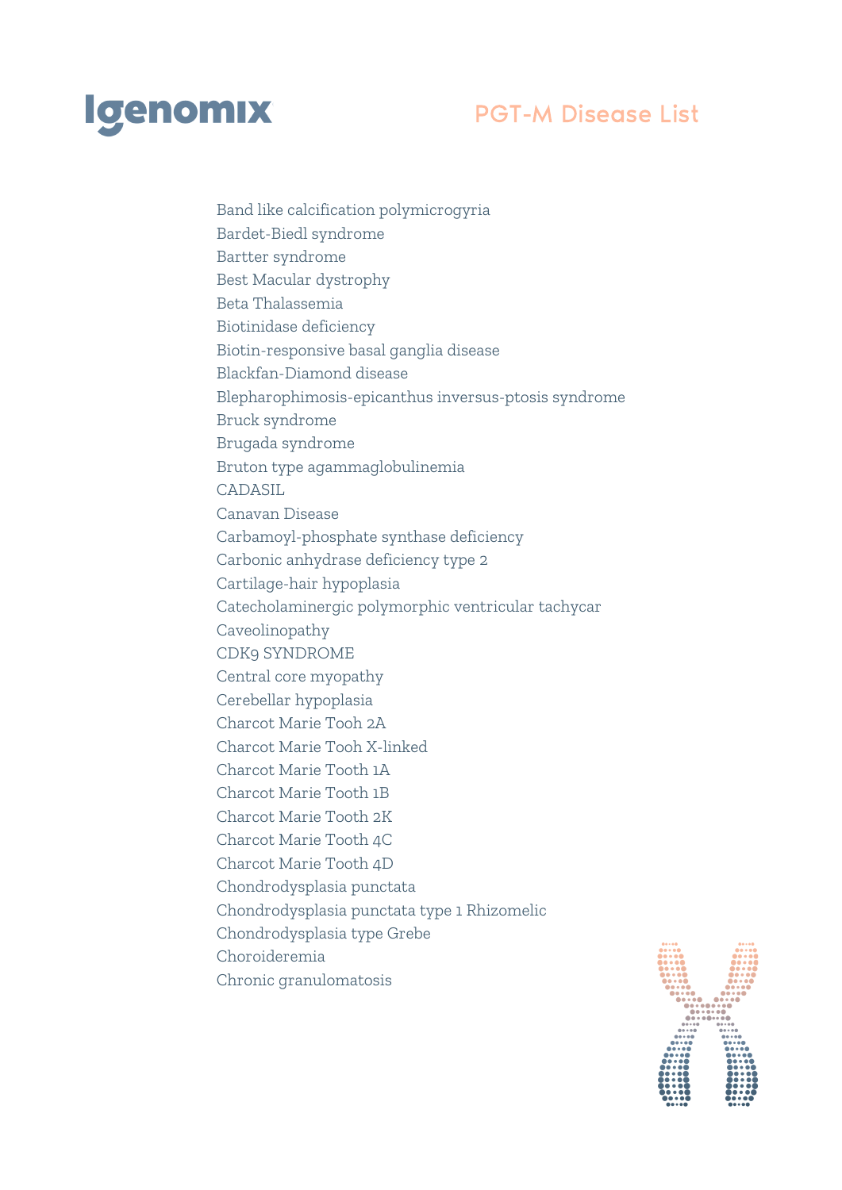Band like calcification polymicrogyria
Bardet-Biedl syndrome
Bartter syndrome
Best Macular dystrophy
Beta Thalassemia
Biotinidase deficiency
Biotin-responsive basal ganglia disease
Blackfan-Diamond disease
Blepharophimosis-epicanthus inversus-ptosis syndrome
Bruck syndrome
Brugada syndrome
Bruton type agammaglobulinemia
CADASIL
Canavan Disease
Carbamoyl-phosphate synthase deficiency
Carbonic anhydrase deficiency type 2
Cartilage-hair hypoplasia
Catecholaminergic polymorphic ventricular tachycar
Caveolinopathy
CDK9 SYNDROME
Central core myopathy
Cerebellar hypoplasia
Charcot Marie Tooh 2A
Charcot Marie Tooh X-linked
Charcot Marie Tooth 1A
Charcot Marie Tooth 1B
Charcot Marie Tooth 2K
Charcot Marie Tooth 4C
Charcot Marie Tooth 4D
Chondrodysplasia punctata
Chondrodysplasia punctata type 1 Rhizomelic
Chondrodysplasia type Grebe
Choroideremia
Chronic granulomatosis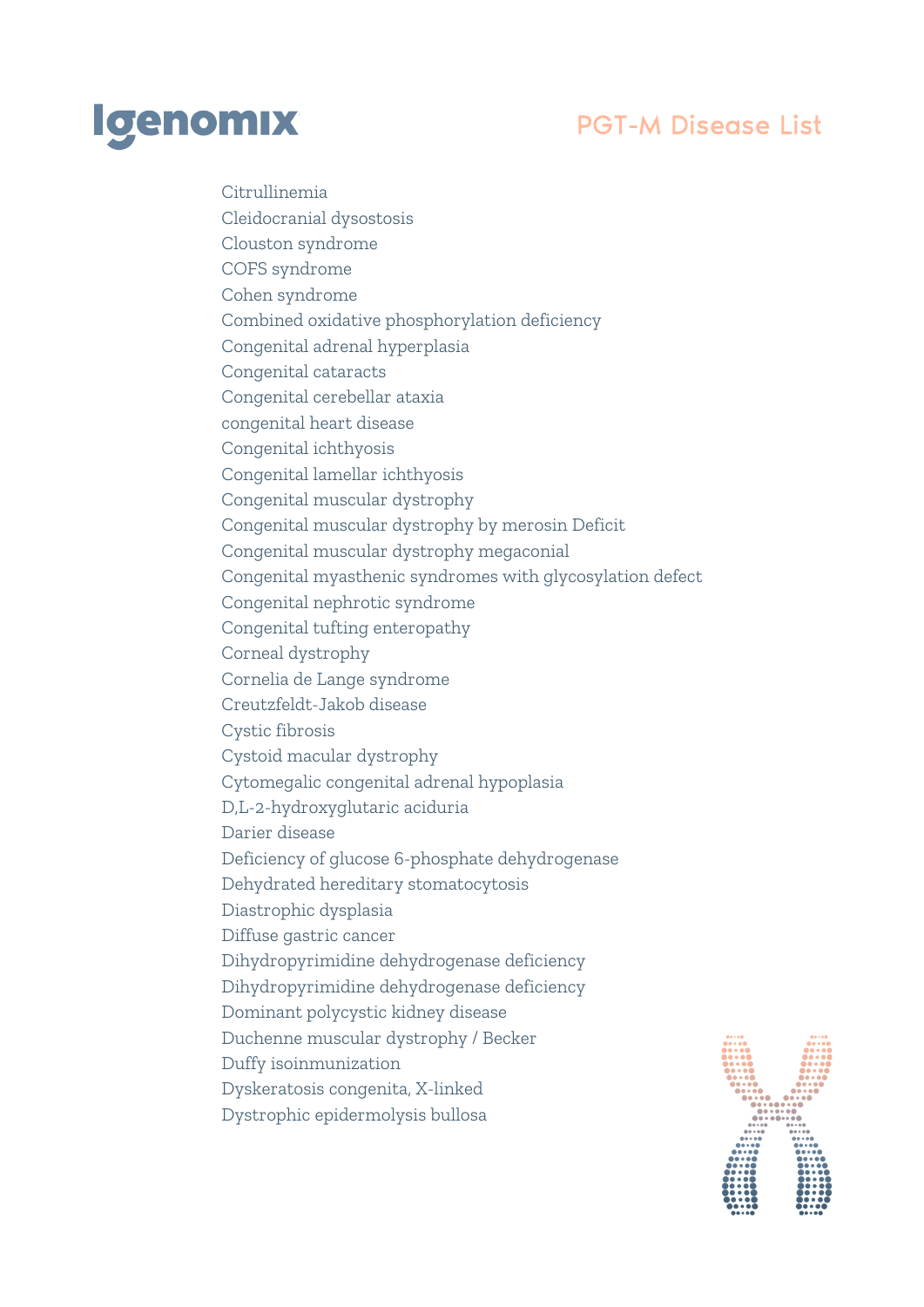Citrullinemia
Cleidocranial dysostosis
Clouston syndrome
COFS syndrome
Cohen syndrome
Combined oxidative phosphorylation deficiency
Congenital adrenal hyperplasia
Congenital cataracts
Congenital cerebellar ataxia
congenital heart disease
Congenital ichthyosis
Congenital lamellar ichthyosis
Congenital muscular dystrophy
Congenital muscular dystrophy by merosin Deficit
Congenital muscular dystrophy megaconial
Congenital myasthenic syndromes with glycosylation defect
Congenital nephrotic syndrome
Congenital tufting enteropathy
Corneal dystrophy
Cornelia de Lange syndrome
Creutzfeldt-Jakob disease
Cystic fibrosis
Cystoid macular dystrophy
Cytomegalic congenital adrenal hypoplasia
D,L-2-hydroxyglutaric aciduria
Darier disease
Deficiency of glucose 6-phosphate dehydrogenase
Dehydrated hereditary stomatocytosis
Diastrophic dysplasia
Diffuse gastric cancer
Dihydropyrimidine dehydrogenase deficiency
Dihydropyrimidine dehydrogenase deficiency
Dominant polycystic kidney disease
Duchenne muscular dystrophy / Becker
Duffy isoinmunization
Dyskeratosis congenita, X-linked
Dystrophic epidermolysis bullosa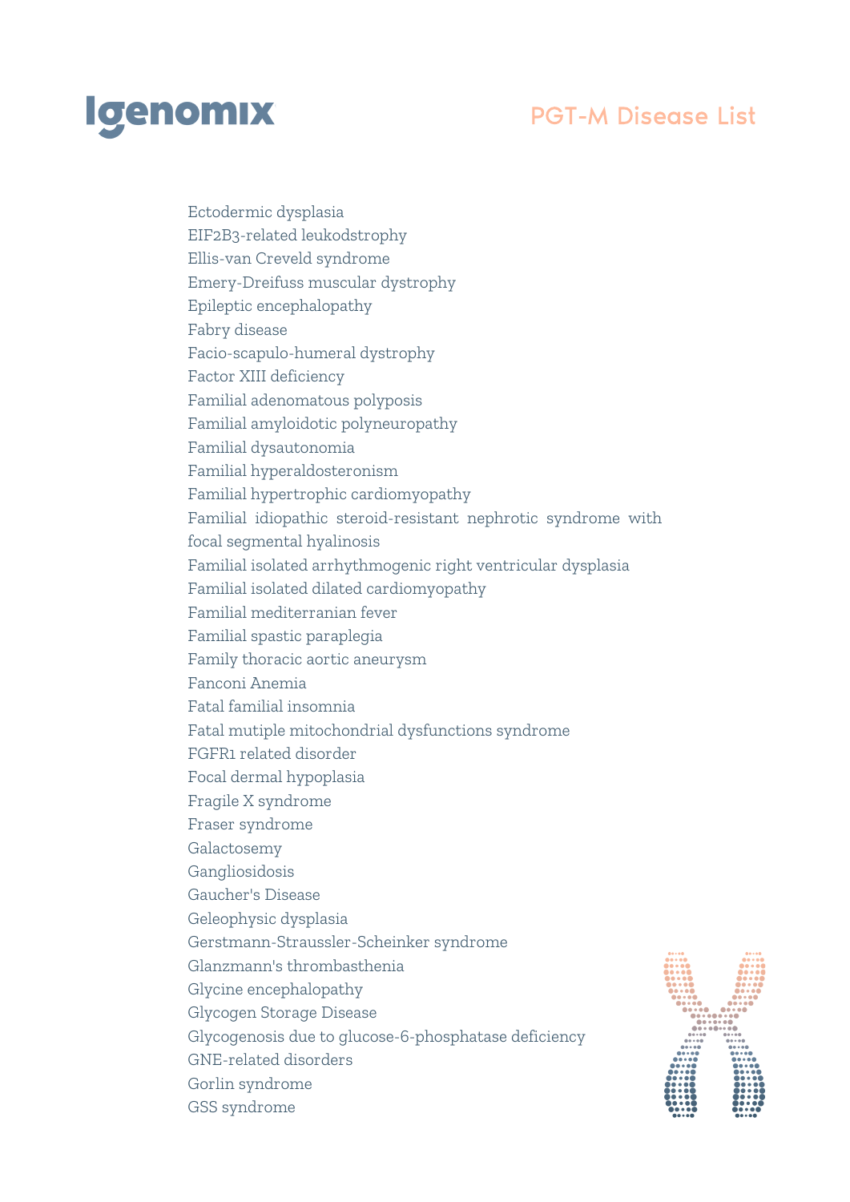Ectodermic dysplasia
EIF2B3-related leukodstrophy
Ellis-van Creveld syndrome
Emery-Dreifuss muscular dystrophy
Epileptic encephalopathy
Fabry disease
Facio-scapulo-humeral dystrophy
Factor XIII deficiency
Familial adenomatous polyposis
Familial amyloidotic polyneuropathy
Familial dysautonomia
Familial hyperaldosteronism
Familial hypertrophic cardiomyopathy
Familial idiopathic steroid-resistant nephrotic syndrome with focal segmental hyalinosis
Familial isolated arrhythmogenic right ventricular dysplasia
Familial isolated dilated cardiomyopathy
Familial mediterranian fever
Familial spastic paraplegia
Family thoracic aortic aneurysm
Fanconi Anemia
Fatal familial insomnia
Fatal mutiple mitochondrial dysfunctions syndrome
FGFR1 related disorder
Focal dermal hypoplasia
Fragile X syndrome
Fraser syndrome
Galactosemy
Gangliosidosis
Gaucher's Disease
Geleophysic dysplasia
Gerstmann-Straussler-Scheinker syndrome
Glanzmann's thrombasthenia
Glycine encephalopathy
Glycogen Storage Disease
Glycogenosis due to glucose-6-phosphatase deficiency
GNE-related disorders
Gorlin syndrome
GSS syndrome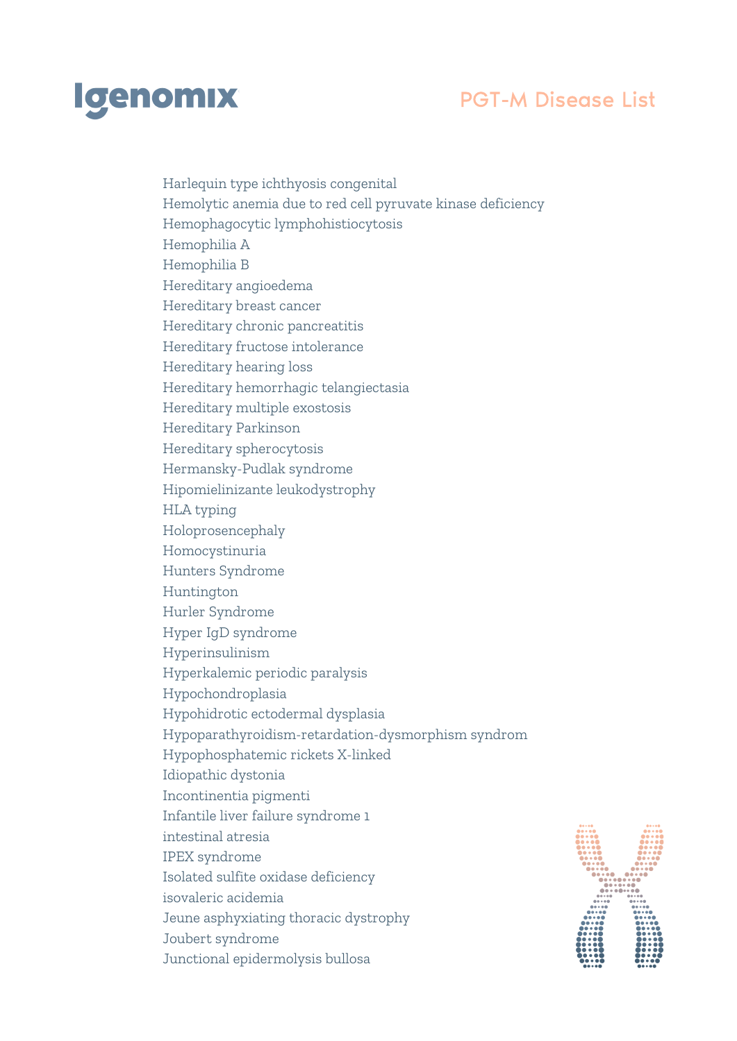Harlequin type ichthyosis congenital
Hemolytic anemia due to red cell pyruvate kinase deficiency
Hemophagocytic lymphohistiocytosis
Hemophilia A
Hemophilia B
Hereditary angioedema
Hereditary breast cancer
Hereditary chronic pancreatitis
Hereditary fructose intolerance
Hereditary hearing loss
Hereditary hemorrhagic telangiectasia
Hereditary multiple exostosis
Hereditary Parkinson
Hereditary spherocytosis
Hermansky-Pudlak syndrome
Hipomielinizante leukodystrophy
HLA typing
Holoprosencephaly
Homocystinuria
Hunters Syndrome
Huntington
Hurler Syndrome
Hyper IgD syndrome
Hyperinsulinism
Hyperkalemic periodic paralysis
Hypochondroplasia
Hypohidrotic ectodermal dysplasia
Hypoparathyroidism-retardation-dysmorphism syndrom
Hypophosphatemic rickets X-linked
Idiopathic dystonia
Incontinentia pigmenti
Infantile liver failure syndrome 1
intestinal atresia
IPEX syndrome
Isolated sulfite oxidase deficiency
isovaleric acidemia
Jeune asphyxiating thoracic dystrophy
Joubert syndrome
Junctional epidermolysis bullosa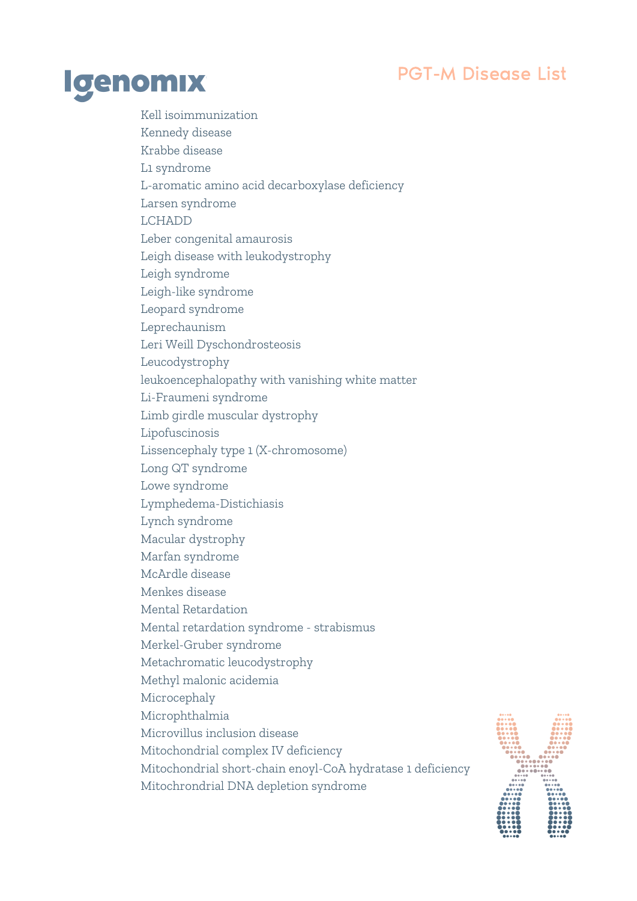Kell isoimmunization
Kennedy disease
Krabbe disease
L1 syndrome
L-aromatic amino acid decarboxylase deficiency
Larsen syndrome
LCHADD
Leber congenital amaurosis
Leigh disease with leukodystrophy
Leigh syndrome
Leigh-like syndrome
Leopard syndrome
Leprechaunism
Leri Weill Dyschondrosteosis
Leucodystrophy
leukoencephalopathy with vanishing white matter
Li-Fraumeni syndrome
Limb girdle muscular dystrophy
Lipofuscinosis
Lissencephaly type 1 (X-chromosome)
Long QT syndrome
Lowe syndrome
Lymphedema-Distichiasis
Lynch syndrome
Macular dystrophy
Marfan syndrome
McArdle disease
Menkes disease
Mental Retardation
Mental retardation syndrome - strabismus
Merkel-Gruber syndrome
Metachromatic leucodystrophy
Methyl malonic acidemia
Microcephaly
Microphthalmia
Microvillus inclusion disease
Mitochondrial complex IV deficiency
Mitochondrial short-chain enoyl-CoA hydratase 1 deficiency
Mitochrondrial DNA depletion syndrome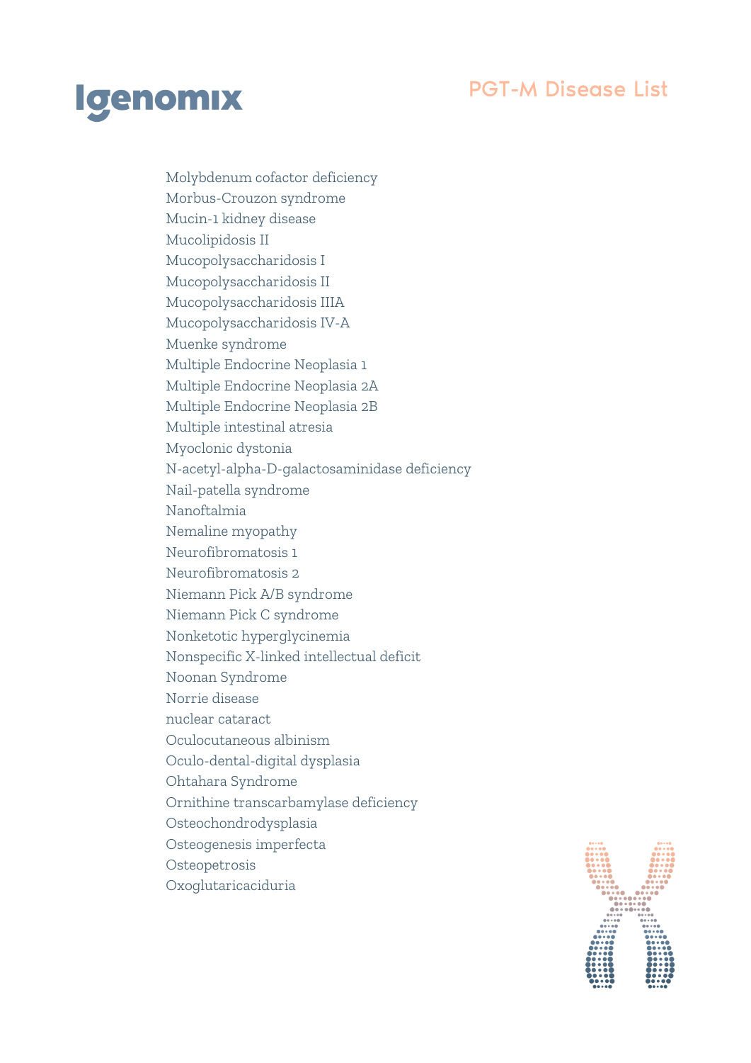Molybdenum cofactor deficiency
Morbus-Crouzon syndrome
Mucin-1 kidney disease
Mucolipidosis II
Mucopolysaccharidosis I
Mucopolysaccharidosis II
Mucopolysaccharidosis IIIA
Mucopolysaccharidosis IV-A
Muenke syndrome
Multiple Endocrine Neoplasia 1
Multiple Endocrine Neoplasia 2A
Multiple Endocrine Neoplasia 2B
Multiple intestinal atresia
Myoclonic dystonia
N-acetyl-alpha-D-galactosaminidase deficiency
Nail-patella syndrome
Nanoftalmia
Nemaline myopathy
Neurofibromatosis 1
Neurofibromatosis 2
Niemann Pick A/B syndrome
Niemann Pick C syndrome
Nonketotic hyperglycinemia
Nonspecific X-linked intellectual deficit
Noonan Syndrome
Norrie disease
nuclear cataract
Oculocutaneous albinism
Oculo-dental-digital dysplasia
Ohtahara Syndrome
Ornithine transcarbamylase deficiency
Osteochondrodysplasia
Osteogenesis imperfecta
Osteopetrosis
Oxoglutaricaciduria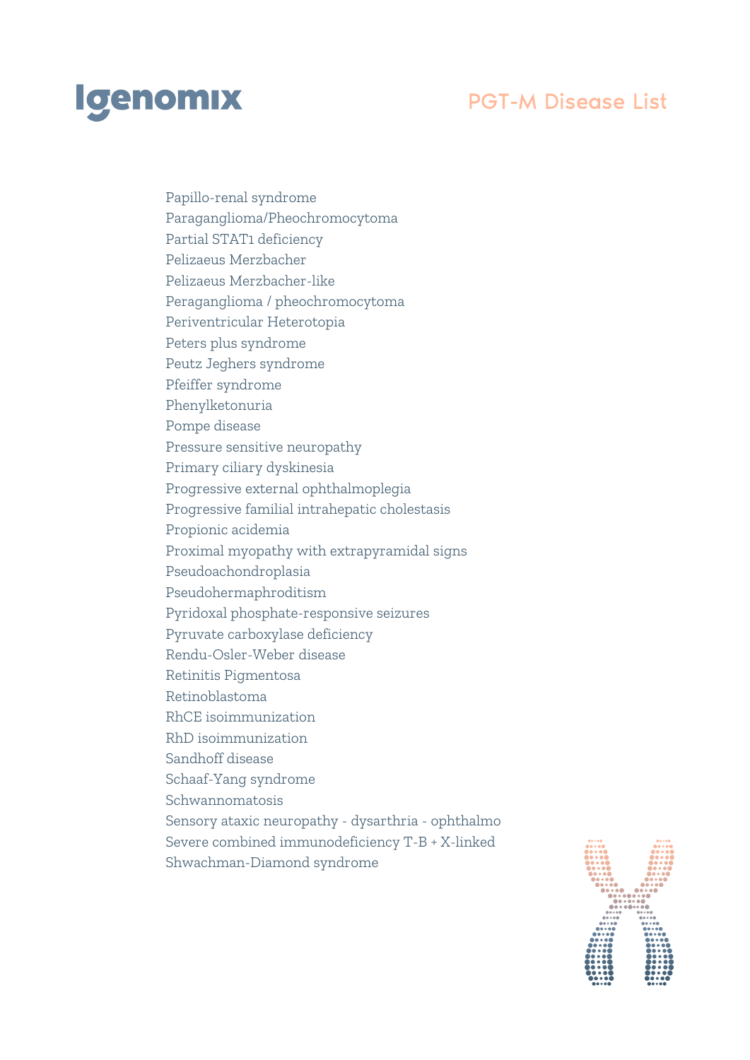Papillo-renal syndrome
Paraganglioma/Pheochromocytoma
Partial STAT1 deficiency
Pelizaeus Merzbacher
Pelizaeus Merzbacher-like
Peraganglioma / pheochromocytoma
Periventricular Heterotopia
Peters plus syndrome
Peutz Jeghers syndrome
Pfeiffer syndrome
Phenylketonuria
Pompe disease
Pressure sensitive neuropathy
Primary ciliary dyskinesia
Progressive external ophthalmoplegia
Progressive familial intrahepatic cholestasis
Propionic acidemia
Proximal myopathy with extrapyramidal signs
Pseudoachondroplasia
Pseudohermaphroditism
Pyridoxal phosphate-responsive seizures
Pyruvate carboxylase deficiency
Rendu-Osler-Weber disease
Retinitis Pigmentosa
Retinoblastoma
RhCE isoimmunization
RhD isoimmunization
Sandhoff disease
Schaaf-Yang syndrome
Schwannomatosis
Sensory ataxic neuropathy - dysarthria - ophthalmo
Severe combined immunodeficiency T-B + X-linked
Shwachman-Diamond syndrome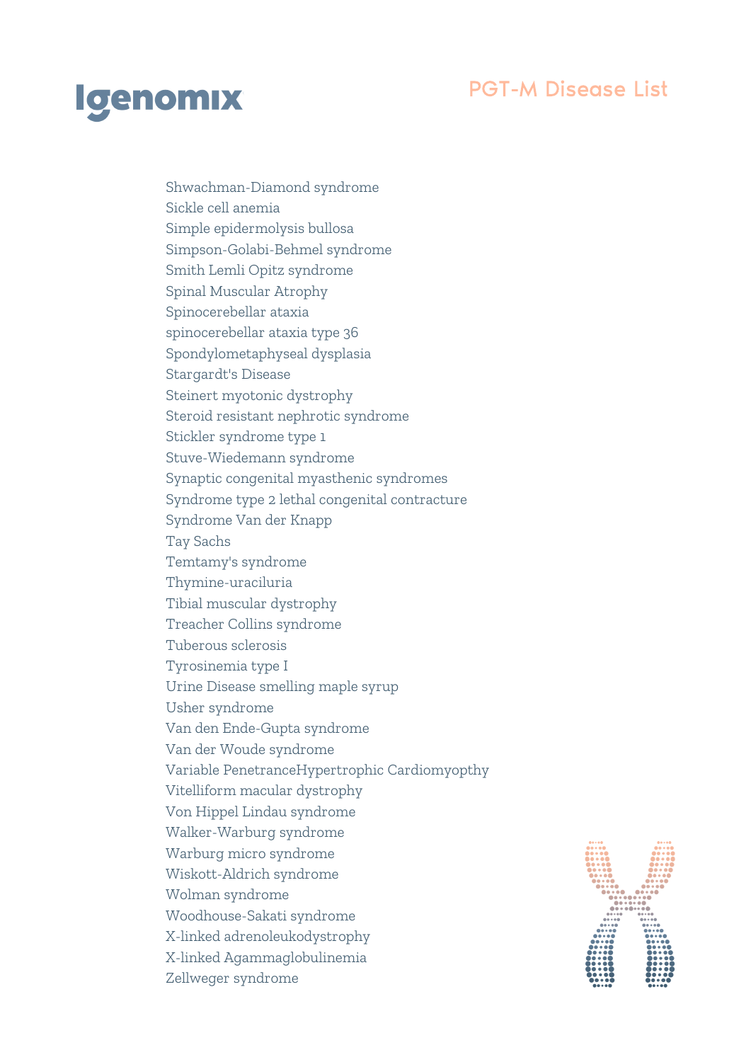Shwachman-Diamond syndrome
Sickle cell anemia
Simple epidermolysis bullosa
Simpson-Golabi-Behmel syndrome
Smith Lemli Opitz syndrome
Spinal Muscular Atrophy
Spinocerebellar ataxia
spinocerebellar ataxia type 36
Spondylometaphyseal dysplasia
Stargardt's Disease
Steinert myotonic dystrophy
Steroid resistant nephrotic syndrome
Stickler syndrome type 1
Stuve-Wiedemann syndrome
Synaptic congenital myasthenic syndromes
Syndrome type 2 lethal congenital contracture
Syndrome Van der Knapp
Tay Sachs
Temtamy's syndrome
Thymine-uraciluria
Tibial muscular dystrophy
Treacher Collins syndrome
Tuberous sclerosis
Tyrosinemia type I
Urine Disease smelling maple syrup
Usher syndrome
Van den Ende-Gupta syndrome
Van der Woude syndrome
Variable PenetranceHypertrophic Cardiomyopthy
Vitelliform macular dystrophy
Von Hippel Lindau syndrome
Walker-Warburg syndrome
Warburg micro syndrome
Wiskott-Aldrich syndrome
Wolman syndrome
Woodhouse-Sakati syndrome
X-linked adrenoleukodystrophy
X-linked Agammaglobulinemia
Zellweger syndrome